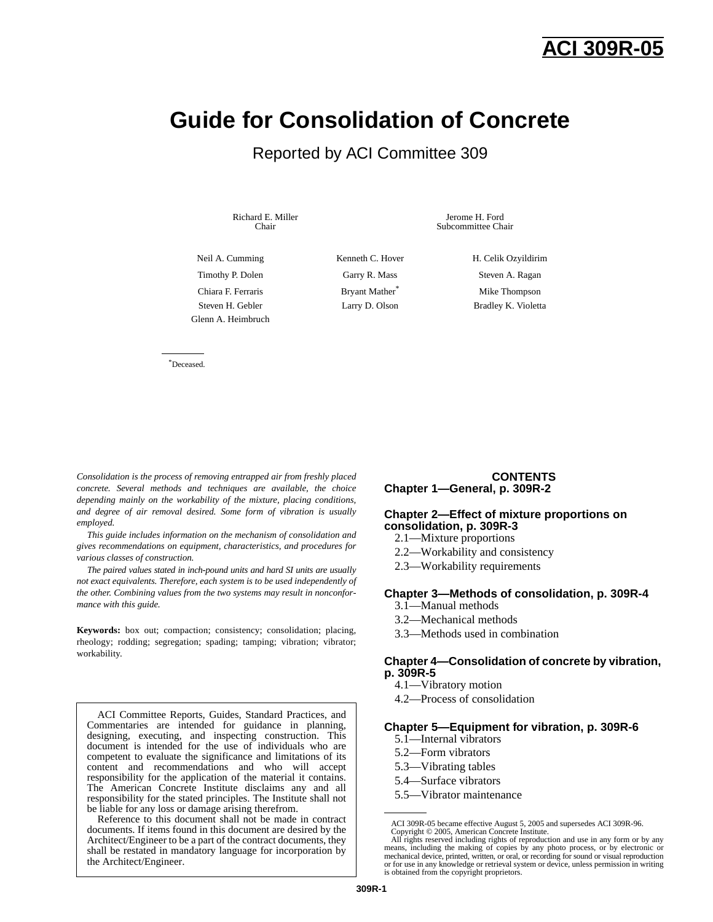# ACI 309R-05

# Guide for Consolidation of Concrete

## Reported by ACI Committee 309

Richard E. Miller
Chair

Jerome H. Ford
Subcommittee Chair

Neil A. Cumming
Timothy P. Dolen
Chiara F. Ferraris
Steven H. Gebler
Glenn A. Heimbruch
Kenneth C. Hover
Garry R. Mass
Bryant Mather*
Larry D. Olson
H. Celik Ozyildirim
Steven A. Ragan
Mike Thompson
Bradley K. Violetta

*Deceased.

*Consolidation is the process of removing entrapped air from freshly placed concrete. Several methods and techniques are available, the choice depending mainly on the workability of the mixture, placing conditions, and degree of air removal desired. Some form of vibration is usually employed.*

*This guide includes information on the mechanism of consolidation and gives recommendations on equipment, characteristics, and procedures for various classes of construction.*

*The paired values stated in inch-pound units and hard SI units are usually not exact equivalents. Therefore, each system is to be used independently of the other. Combining values from the two systems may result in nonconformance with this guide.*

**Keywords:** box out; compaction; consistency; consolidation; placing, rheology; rodding; segregation; spading; tamping; vibration; vibrator; workability.

ACI Committee Reports, Guides, Standard Practices, and Commentaries are intended for guidance in planning, designing, executing, and inspecting construction. This document is intended for the use of individuals who are competent to evaluate the significance and limitations of its content and recommendations and who will accept responsibility for the application of the material it contains. The American Concrete Institute disclaims any and all responsibility for the stated principles. The Institute shall not be liable for any loss or damage arising therefrom.

Reference to this document shall not be made in contract documents. If items found in this document are desired by the Architect/Engineer to be a part of the contract documents, they shall be restated in mandatory language for incorporation by the Architect/Engineer.

## CONTENTS

**Chapter 1—General, p. 309R-2**

**Chapter 2—Effect of mixture proportions on consolidation, p. 309R-3**
- 2.1—Mixture proportions
- 2.2—Workability and consistency
- 2.3—Workability requirements

**Chapter 3—Methods of consolidation, p. 309R-4**
- 3.1—Manual methods
- 3.2—Mechanical methods
- 3.3—Methods used in combination

**Chapter 4—Consolidation of concrete by vibration, p. 309R-5**
- 4.1—Vibratory motion
- 4.2—Process of consolidation

**Chapter 5—Equipment for vibration, p. 309R-6**
- 5.1—Internal vibrators
- 5.2—Form vibrators
- 5.3—Vibrating tables
- 5.4—Surface vibrators
- 5.5—Vibrator maintenance

ACI 309R-05 became effective August 5, 2005 and supersedes ACI 309R-96.
Copyright © 2005, American Concrete Institute.
All rights reserved including rights of reproduction and use in any form or by any means, including the making of copies by any photo process, or by electronic or mechanical device, printed, written, or oral, or recording for sound or visual reproduction or for use in any knowledge or retrieval system or device, unless permission in writing is obtained from the copyright proprietors.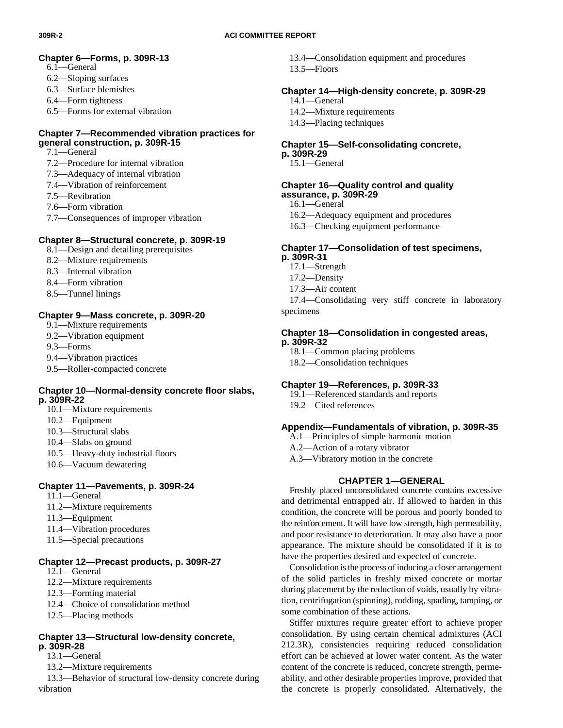**Chapter 6—Forms, p. 309R-13**

6.1—General

6.2—Sloping surfaces

6.3—Surface blemishes

6.4—Form tightness

6.5—Forms for external vibration

**Chapter 7—Recommended vibration practices for general construction, p. 309R-15**

7.1—General

7.2—Procedure for internal vibration

7.3—Adequacy of internal vibration

7.4—Vibration of reinforcement

7.5—Revibration

7.6—Form vibration

7.7—Consequences of improper vibration

**Chapter 8—Structural concrete, p. 309R-19**

8.1—Design and detailing prerequisites

8.2—Mixture requirements

8.3—Internal vibration

8.4—Form vibration

8.5—Tunnel linings

**Chapter 9—Mass concrete, p. 309R-20**

9.1—Mixture requirements

9.2—Vibration equipment

9.3—Forms

9.4—Vibration practices

9.5—Roller-compacted concrete

**Chapter 10—Normal-density concrete floor slabs, p. 309R-22**

10.1—Mixture requirements

10.2—Equipment

10.3—Structural slabs

10.4—Slabs on ground

10.5—Heavy-duty industrial floors

10.6—Vacuum dewatering

**Chapter 11—Pavements, p. 309R-24**

11.1—General

11.2—Mixture requirements

11.3—Equipment

11.4—Vibration procedures

11.5—Special precautions

**Chapter 12—Precast products, p. 309R-27**

12.1—General

12.2—Mixture requirements

12.3—Forming material

12.4—Choice of consolidation method

12.5—Placing methods

**Chapter 13—Structural low-density concrete, p. 309R-28**

13.1—General

13.2—Mixture requirements

13.3—Behavior of structural low-density concrete during vibration

13.4—Consolidation equipment and procedures

13.5—Floors

**Chapter 14—High-density concrete, p. 309R-29**

14.1—General

14.2—Mixture requirements

14.3—Placing techniques

**Chapter 15—Self-consolidating concrete, p. 309R-29**

15.1—General

**Chapter 16—Quality control and quality assurance, p. 309R-29**

16.1—General

16.2—Adequacy equipment and procedures

16.3—Checking equipment performance

**Chapter 17—Consolidation of test specimens, p. 309R-31**

17.1—Strength

17.2—Density

17.3—Air content

17.4—Consolidating very stiff concrete in laboratory specimens

**Chapter 18—Consolidation in congested areas, p. 309R-32**

18.1—Common placing problems

18.2—Consolidation techniques

**Chapter 19—References, p. 309R-33**

19.1—Referenced standards and reports

19.2—Cited references

**Appendix—Fundamentals of vibration, p. 309R-35**

A.1—Principles of simple harmonic motion

A.2—Action of a rotary vibrator

A.3—Vibratory motion in the concrete

## CHAPTER 1—GENERAL

Freshly placed unconsolidated concrete contains excessive and detrimental entrapped air. If allowed to harden in this condition, the concrete will be porous and poorly bonded to the reinforcement. It will have low strength, high permeability, and poor resistance to deterioration. It may also have a poor appearance. The mixture should be consolidated if it is to have the properties desired and expected of concrete.

Consolidation is the process of inducing a closer arrangement of the solid particles in freshly mixed concrete or mortar during placement by the reduction of voids, usually by vibration, centrifugation (spinning), rodding, spading, tamping, or some combination of these actions.

Stiffer mixtures require greater effort to achieve proper consolidation. By using certain chemical admixtures (ACI 212.3R), consistencies requiring reduced consolidation effort can be achieved at lower water content. As the water content of the concrete is reduced, concrete strength, permeability, and other desirable properties improve, provided that the concrete is properly consolidated. Alternatively, the